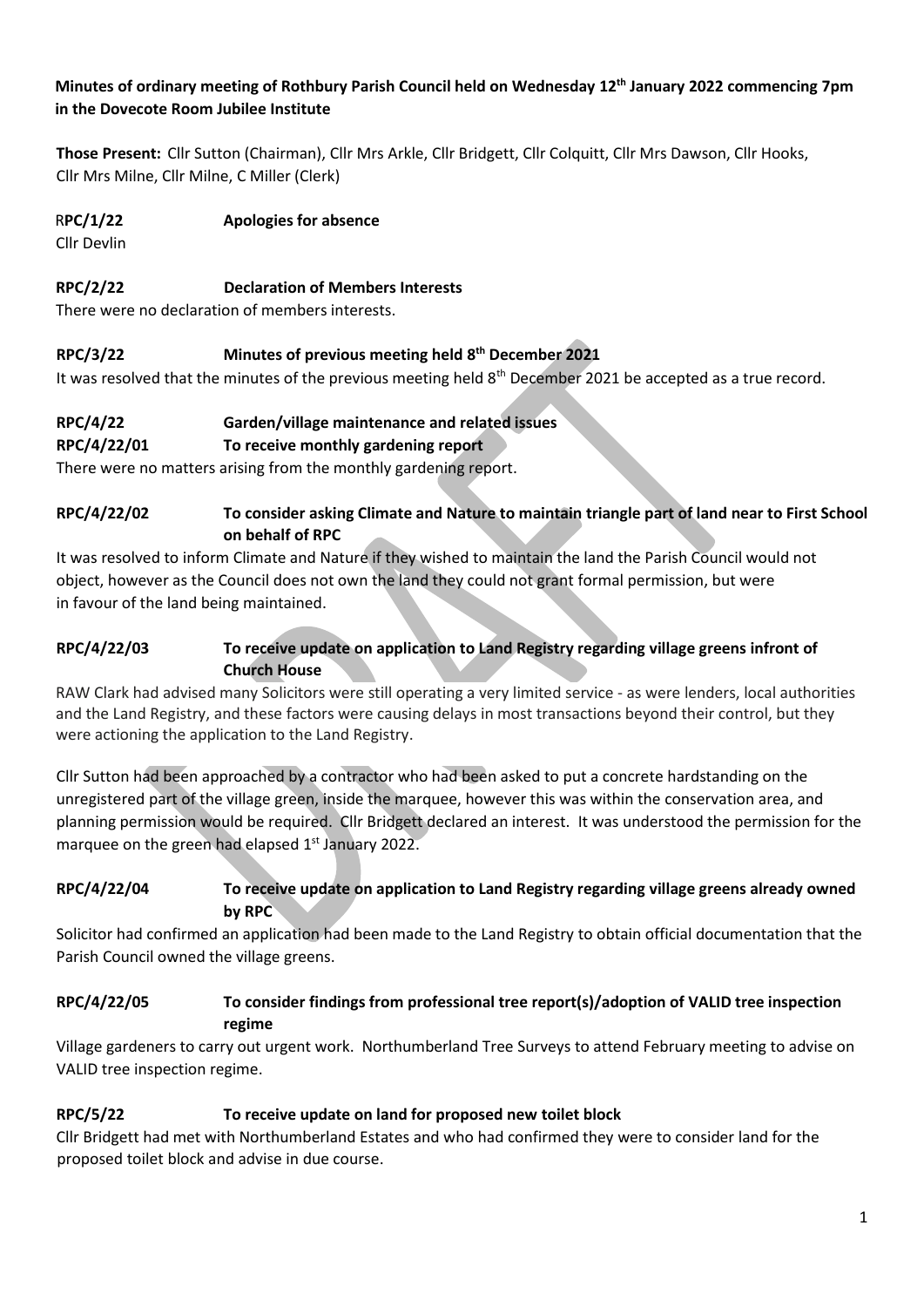**Minutes of ordinary meeting of Rothbury Parish Council held on Wednesday 12th January 2022 commencing 7pm in the Dovecote Room Jubilee Institute**

**Those Present:** Cllr Sutton (Chairman), Cllr Mrs Arkle, Cllr Bridgett, Cllr Colquitt, Cllr Mrs Dawson, Cllr Hooks, Cllr Mrs Milne, Cllr Milne, C Miller (Clerk)

**RPC/1/22 Apologies for absence**

Cllr Devlin

**RPC/2/22 Declaration of Members Interests**

There were no declaration of members interests.

**RPC/3/22 Minutes of previous meeting held 8th December 2021**

It was resolved that the minutes of the previous meeting held 8th December 2021 be accepted as a true record.

**RPC/4/22 Garden/village maintenance and related issues**

**RPC/4/22/01 To receive monthly gardening report**

There were no matters arising from the monthly gardening report.

**RPC/4/22/02 To consider asking Climate and Nature to maintain triangle part of land near to First School on behalf of RPC**

It was resolved to inform Climate and Nature if they wished to maintain the land the Parish Council would not object, however as the Council does not own the land they could not grant formal permission, but were in favour of the land being maintained.

**RPC/4/22/03 To receive update on application to Land Registry regarding village greens infront of Church House**

RAW Clark had advised many Solicitors were still operating a very limited service - as were lenders, local authorities and the Land Registry, and these factors were causing delays in most transactions beyond their control, but they were actioning the application to the Land Registry.

Cllr Sutton had been approached by a contractor who had been asked to put a concrete hardstanding on the unregistered part of the village green, inside the marquee, however this was within the conservation area, and planning permission would be required. Cllr Bridgett declared an interest. It was understood the permission for the marquee on the green had elapsed 1st January 2022.

**RPC/4/22/04 To receive update on application to Land Registry regarding village greens already owned by RPC**

Solicitor had confirmed an application had been made to the Land Registry to obtain official documentation that the Parish Council owned the village greens.

**RPC/4/22/05 To consider findings from professional tree report(s)/adoption of VALID tree inspection regime**

Village gardeners to carry out urgent work. Northumberland Tree Surveys to attend February meeting to advise on VALID tree inspection regime.

**RPC/5/22 To receive update on land for proposed new toilet block**

Cllr Bridgett had met with Northumberland Estates and who had confirmed they were to consider land for the proposed toilet block and advise in due course.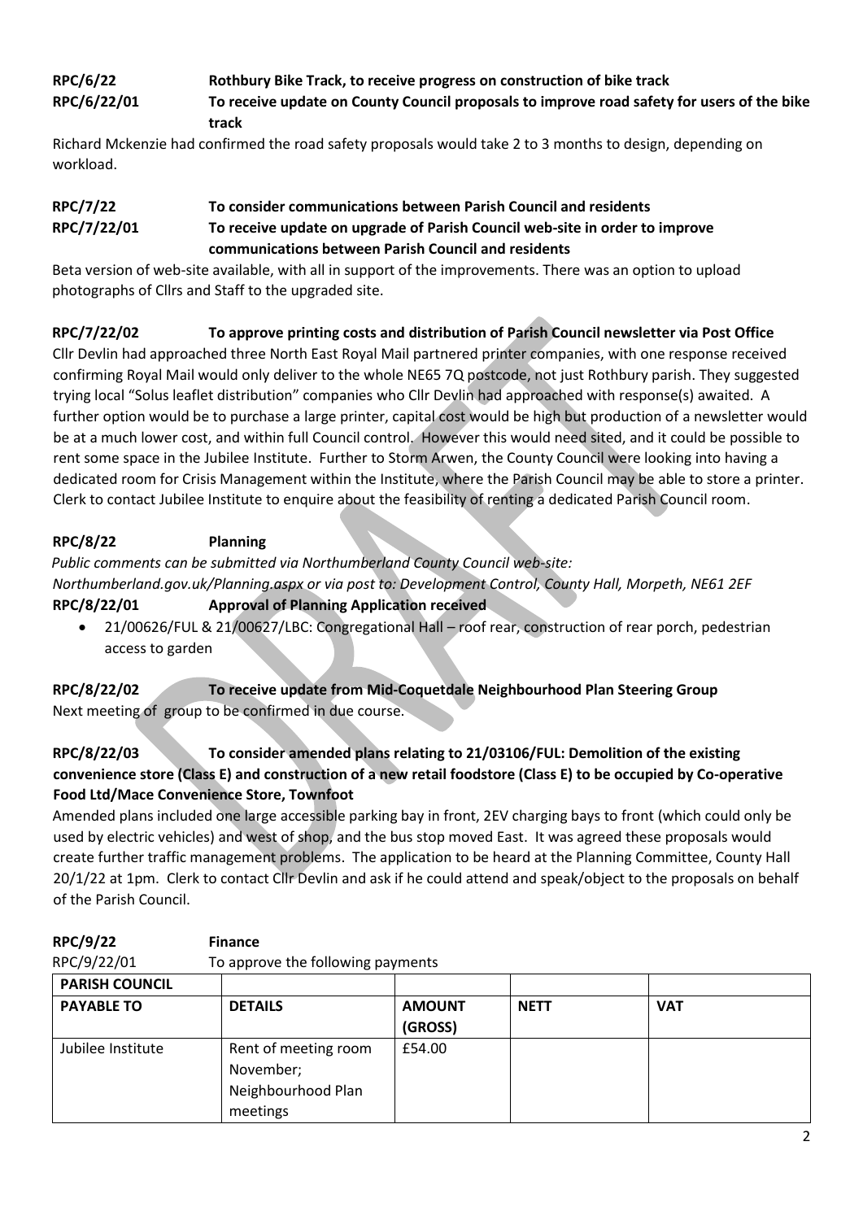**RPC/6/22** **Rothbury Bike Track, to receive progress on construction of bike track**

**RPC/6/22/01** **To receive update on County Council proposals to improve road safety for users of the bike track**

Richard Mckenzie had confirmed the road safety proposals would take 2 to 3 months to design, depending on workload.

**RPC/7/22** **To consider communications between Parish Council and residents**

**RPC/7/22/01** **To receive update on upgrade of Parish Council web-site in order to improve communications between Parish Council and residents**

Beta version of web-site available, with all in support of the improvements. There was an option to upload photographs of Cllrs and Staff to the upgraded site.

**RPC/7/22/02** **To approve printing costs and distribution of Parish Council newsletter via Post Office**

Cllr Devlin had approached three North East Royal Mail partnered printer companies, with one response received confirming Royal Mail would only deliver to the whole NE65 7Q postcode, not just Rothbury parish. They suggested trying local "Solus leaflet distribution" companies who Cllr Devlin had approached with response(s) awaited. A further option would be to purchase a large printer, capital cost would be high but production of a newsletter would be at a much lower cost, and within full Council control. However this would need sited, and it could be possible to rent some space in the Jubilee Institute. Further to Storm Arwen, the County Council were looking into having a dedicated room for Crisis Management within the Institute, where the Parish Council may be able to store a printer. Clerk to contact Jubilee Institute to enquire about the feasibility of renting a dedicated Parish Council room.

**RPC/8/22** **Planning**

*Public comments can be submitted via Northumberland County Council web-site: Northumberland.gov.uk/Planning.aspx or via post to: Development Control, County Hall, Morpeth, NE61 2EF*

**RPC/8/22/01** **Approval of Planning Application received**

- 21/00626/FUL & 21/00627/LBC: Congregational Hall – roof rear, construction of rear porch, pedestrian access to garden

**RPC/8/22/02** **To receive update from Mid-Coquetdale Neighbourhood Plan Steering Group**

Next meeting of group to be confirmed in due course.

**RPC/8/22/03** **To consider amended plans relating to 21/03106/FUL: Demolition of the existing convenience store (Class E) and construction of a new retail foodstore (Class E) to be occupied by Co-operative Food Ltd/Mace Convenience Store, Townfoot**

Amended plans included one large accessible parking bay in front, 2EV charging bays to front (which could only be used by electric vehicles) and west of shop, and the bus stop moved East. It was agreed these proposals would create further traffic management problems. The application to be heard at the Planning Committee, County Hall 20/1/22 at 1pm. Clerk to contact Cllr Devlin and ask if he could attend and speak/object to the proposals on behalf of the Parish Council.

**RPC/9/22** **Finance**

RPC/9/22/01 To approve the following payments

| **PARISH COUNCIL** | | | | |
|---|---|---|---|---|
| **PAYABLE TO** | **DETAILS** | **AMOUNT (GROSS)** | **NETT** | **VAT** |
| Jubilee Institute | Rent of meeting room November; Neighbourhood Plan meetings | £54.00 | | |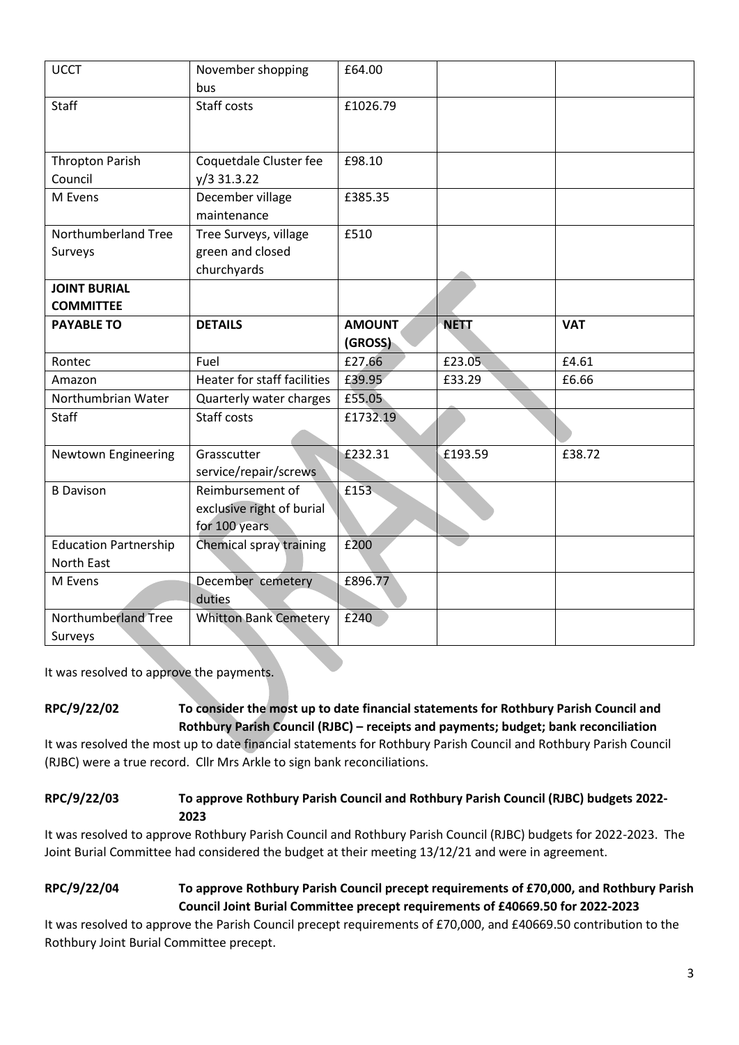| UCCT | November shopping bus | £64.00 | | |
|---|---|---|---|---|
| Staff | Staff costs | £1026.79 | | |
| Thropton Parish Council | Coquetdale Cluster fee y/3 31.3.22 | £98.10 | | |
| M Evens | December village maintenance | £385.35 | | |
| Northumberland Tree Surveys | Tree Surveys, village green and closed churchyards | £510 | | |
| **JOINT BURIAL COMMITTEE** | | | | |
| **PAYABLE TO** | **DETAILS** | **AMOUNT (GROSS)** | **NETT** | **VAT** |
| Rontec | Fuel | £27.66 | £23.05 | £4.61 |
| Amazon | Heater for staff facilities | £39.95 | £33.29 | £6.66 |
| Northumbrian Water | Quarterly water charges | £55.05 | | |
| Staff | Staff costs | £1732.19 | | |
| Newtown Engineering | Grasscutter service/repair/screws | £232.31 | £193.59 | £38.72 |
| B Davison | Reimbursement of exclusive right of burial for 100 years | £153 | | |
| Education Partnership North East | Chemical spray training | £200 | | |
| M Evens | December cemetery duties | £896.77 | | |
| Northumberland Tree Surveys | Whitton Bank Cemetery | £240 | | |

It was resolved to approve the payments.

**RPC/9/22/02 To consider the most up to date financial statements for Rothbury Parish Council and Rothbury Parish Council (RJBC) – receipts and payments; budget; bank reconciliation**

It was resolved the most up to date financial statements for Rothbury Parish Council and Rothbury Parish Council (RJBC) were a true record. Cllr Mrs Arkle to sign bank reconciliations.

**RPC/9/22/03 To approve Rothbury Parish Council and Rothbury Parish Council (RJBC) budgets 2022-2023**

It was resolved to approve Rothbury Parish Council and Rothbury Parish Council (RJBC) budgets for 2022-2023. The Joint Burial Committee had considered the budget at their meeting 13/12/21 and were in agreement.

**RPC/9/22/04 To approve Rothbury Parish Council precept requirements of £70,000, and Rothbury Parish Council Joint Burial Committee precept requirements of £40669.50 for 2022-2023**

It was resolved to approve the Parish Council precept requirements of £70,000, and £40669.50 contribution to the Rothbury Joint Burial Committee precept.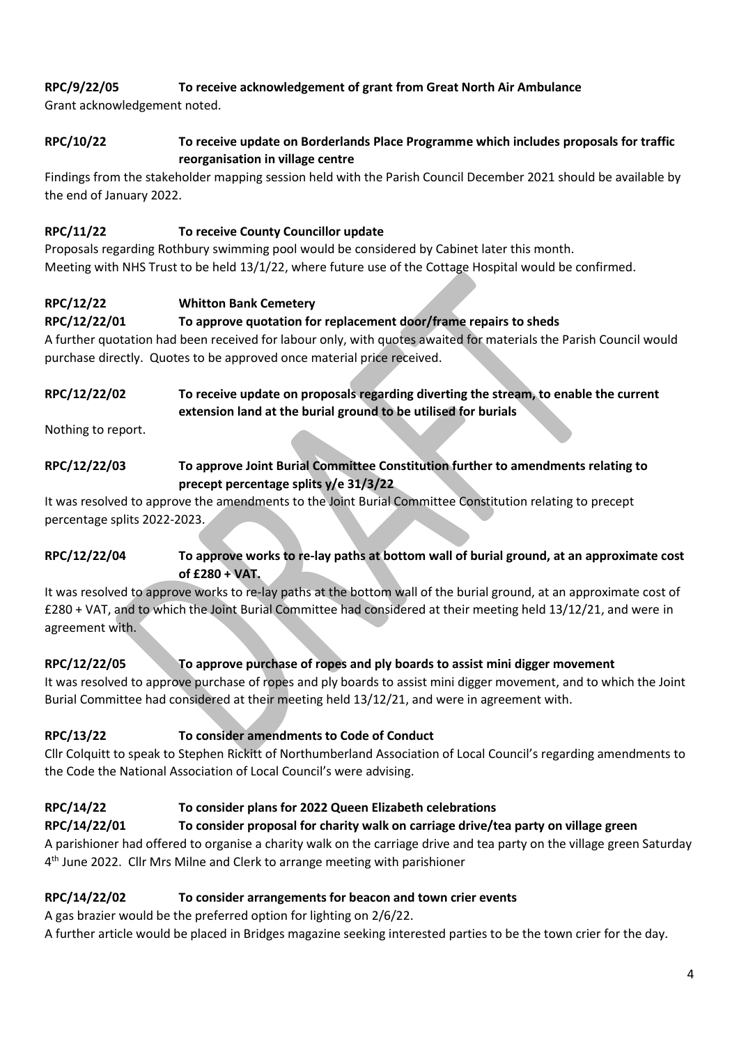**RPC/9/22/05 To receive acknowledgement of grant from Great North Air Ambulance**

Grant acknowledgement noted.

**RPC/10/22 To receive update on Borderlands Place Programme which includes proposals for traffic reorganisation in village centre**

Findings from the stakeholder mapping session held with the Parish Council December 2021 should be available by the end of January 2022.

**RPC/11/22 To receive County Councillor update**

Proposals regarding Rothbury swimming pool would be considered by Cabinet later this month.
Meeting with NHS Trust to be held 13/1/22, where future use of the Cottage Hospital would be confirmed.

**RPC/12/22 Whitton Bank Cemetery**

**RPC/12/22/01 To approve quotation for replacement door/frame repairs to sheds**

A further quotation had been received for labour only, with quotes awaited for materials the Parish Council would purchase directly. Quotes to be approved once material price received.

**RPC/12/22/02 To receive update on proposals regarding diverting the stream, to enable the current extension land at the burial ground to be utilised for burials**

Nothing to report.

**RPC/12/22/03 To approve Joint Burial Committee Constitution further to amendments relating to precept percentage splits y/e 31/3/22**

It was resolved to approve the amendments to the Joint Burial Committee Constitution relating to precept percentage splits 2022-2023.

**RPC/12/22/04 To approve works to re-lay paths at bottom wall of burial ground, at an approximate cost of £280 + VAT.**

It was resolved to approve works to re-lay paths at the bottom wall of the burial ground, at an approximate cost of £280 + VAT, and to which the Joint Burial Committee had considered at their meeting held 13/12/21, and were in agreement with.

**RPC/12/22/05 To approve purchase of ropes and ply boards to assist mini digger movement**

It was resolved to approve purchase of ropes and ply boards to assist mini digger movement, and to which the Joint Burial Committee had considered at their meeting held 13/12/21, and were in agreement with.

**RPC/13/22 To consider amendments to Code of Conduct**

Cllr Colquitt to speak to Stephen Rickitt of Northumberland Association of Local Council's regarding amendments to the Code the National Association of Local Council's were advising.

**RPC/14/22 To consider plans for 2022 Queen Elizabeth celebrations**

**RPC/14/22/01 To consider proposal for charity walk on carriage drive/tea party on village green**

A parishioner had offered to organise a charity walk on the carriage drive and tea party on the village green Saturday 4th June 2022. Cllr Mrs Milne and Clerk to arrange meeting with parishioner

**RPC/14/22/02 To consider arrangements for beacon and town crier events**

A gas brazier would be the preferred option for lighting on 2/6/22.
A further article would be placed in Bridges magazine seeking interested parties to be the town crier for the day.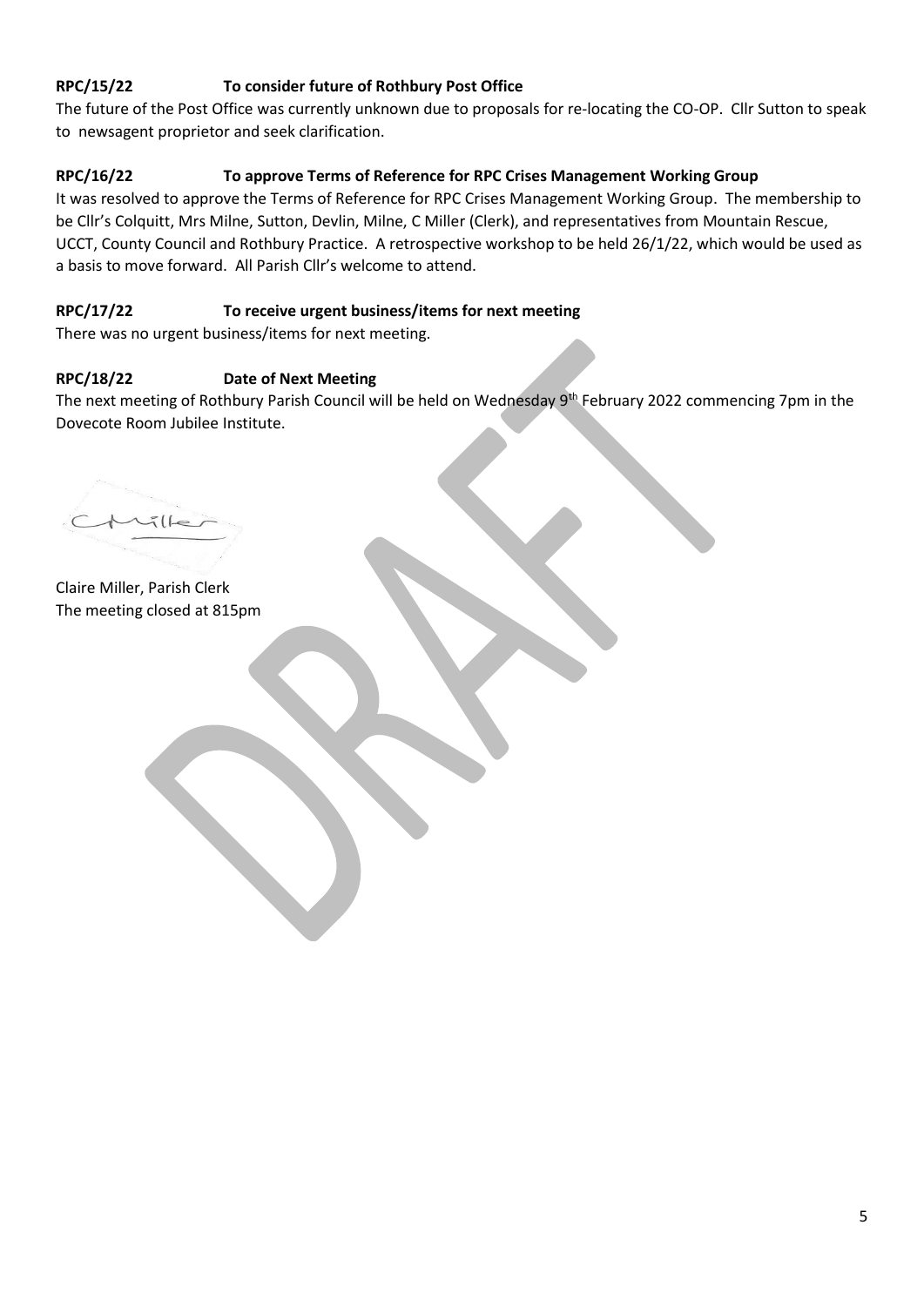**RPC/15/22 To consider future of Rothbury Post Office**

The future of the Post Office was currently unknown due to proposals for re-locating the CO-OP. Cllr Sutton to speak to newsagent proprietor and seek clarification.

**RPC/16/22 To approve Terms of Reference for RPC Crises Management Working Group**

It was resolved to approve the Terms of Reference for RPC Crises Management Working Group. The membership to be Cllr's Colquitt, Mrs Milne, Sutton, Devlin, Milne, C Miller (Clerk), and representatives from Mountain Rescue, UCCT, County Council and Rothbury Practice. A retrospective workshop to be held 26/1/22, which would be used as a basis to move forward. All Parish Cllr's welcome to attend.

**RPC/17/22 To receive urgent business/items for next meeting**

There was no urgent business/items for next meeting.

**RPC/18/22 Date of Next Meeting**

The next meeting of Rothbury Parish Council will be held on Wednesday 9th February 2022 commencing 7pm in the Dovecote Room Jubilee Institute.

CMiller

Claire Miller, Parish Clerk
The meeting closed at 815pm

DRAFT